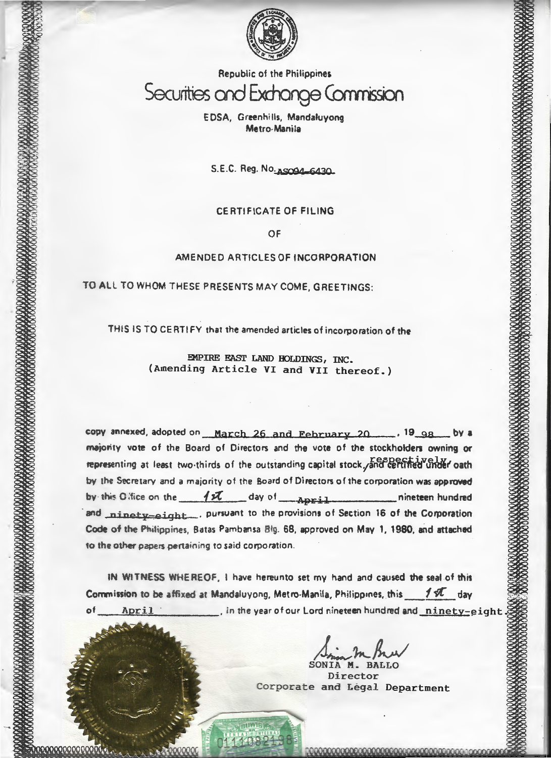Republic of the Philippines

# Securities and Exchange Commission

EDSA, Greenhills, Mandaluyong
Metro-Manila

S.E.C. Reg. No. AS094-6430

## CERTIFICATE OF FILING

## OF

## AMENDED ARTICLES OF INCORPORATION

TO ALL TO WHOM THESE PRESENTS MAY COME, GREETINGS:

THIS IS TO CERTIFY that the amended articles of incorporation of the

**EMPIRE EAST LAND HOLDINGS, INC.**
(Amending Article VI and VII thereof.)

copy annexed, adopted on March 26 and February 20, 1998 by a majority vote of the Board of Directors and the vote of the stockholders owning or representing at least two-thirds of the outstanding capital stock, respectively, and certified under oath by the Secretary and a majority of the Board of Directors of the corporation was approved by this Office on the 1st day of April nineteen hundred and ninety-eight, pursuant to the provisions of Section 16 of the Corporation Code of the Philippines, Batas Pambansa Blg. 68, approved on May 1, 1980, and attached to the other papers pertaining to said corporation.

IN WITNESS WHEREOF, I have hereunto set my hand and caused the seal of this Commission to be affixed at Mandaluyong, Metro-Manila, Philippines, this 1st day of April, in the year of our Lord nineteen hundred and ninety-eight.

SONIA M. BALLO
Director
Corporate and Legal Department

0111082198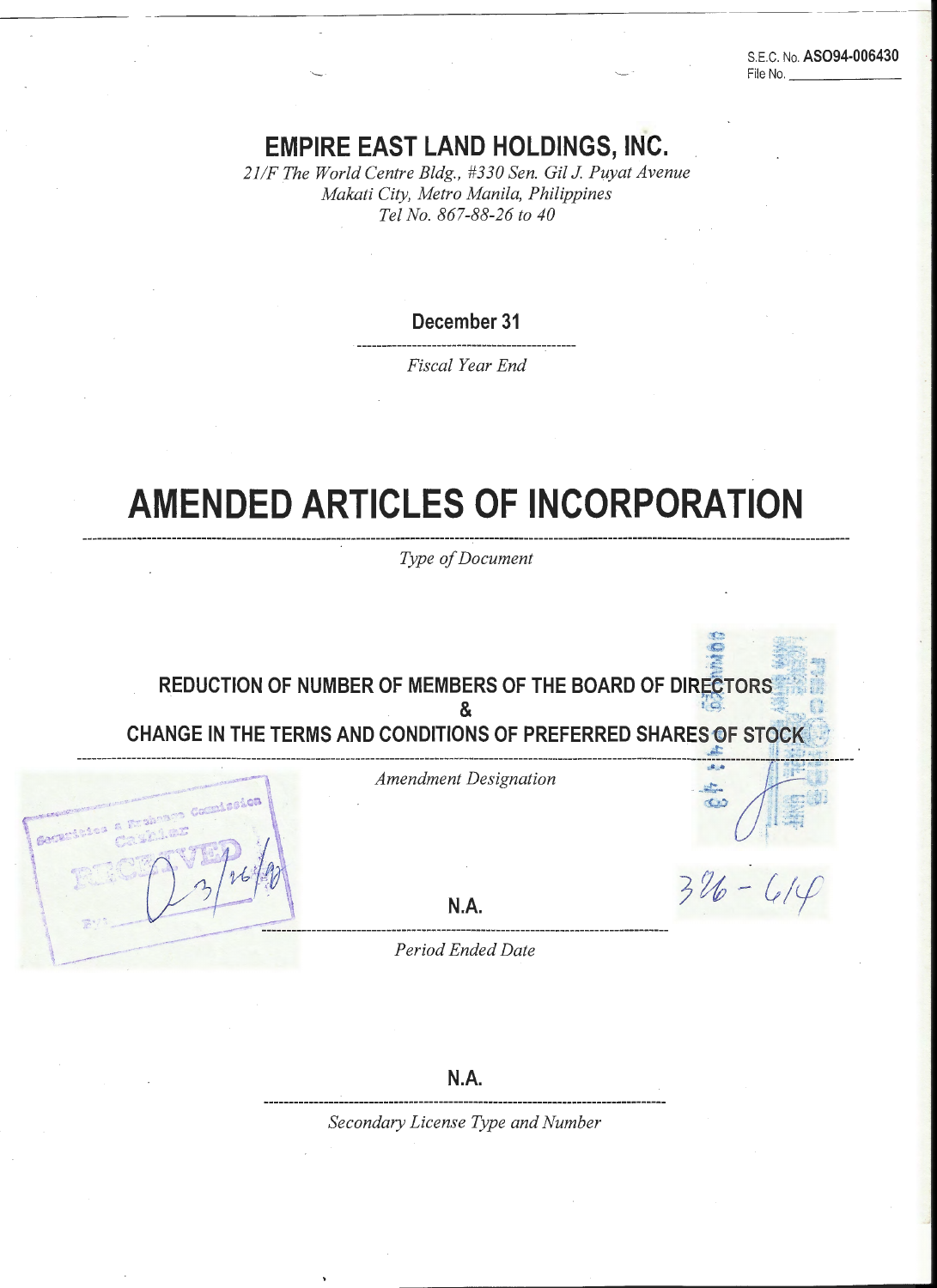S.E.C. No. **ASO94-006430**
File No. ________________

# EMPIRE EAST LAND HOLDINGS, INC.

*21/F The World Centre Bldg., #330 Sen. Gil J. Puyat Avenue*
*Makati City, Metro Manila, Philippines*
*Tel No. 867-88-26 to 40*

**December 31**

*Fiscal Year End*

# AMENDED ARTICLES OF INCORPORATION

*Type of Document*

**REDUCTION OF NUMBER OF MEMBERS OF THE BOARD OF DIRECTORS**
**&**
**CHANGE IN THE TERMS AND CONDITIONS OF PREFERRED SHARES OF STOCK**

*Amendment Designation*

Securities & Exchange Commission
Cashier
RECEIVED
3/26/98

326 - 614

**N.A.**

*Period Ended Date*

**N.A.**

*Secondary License Type and Number*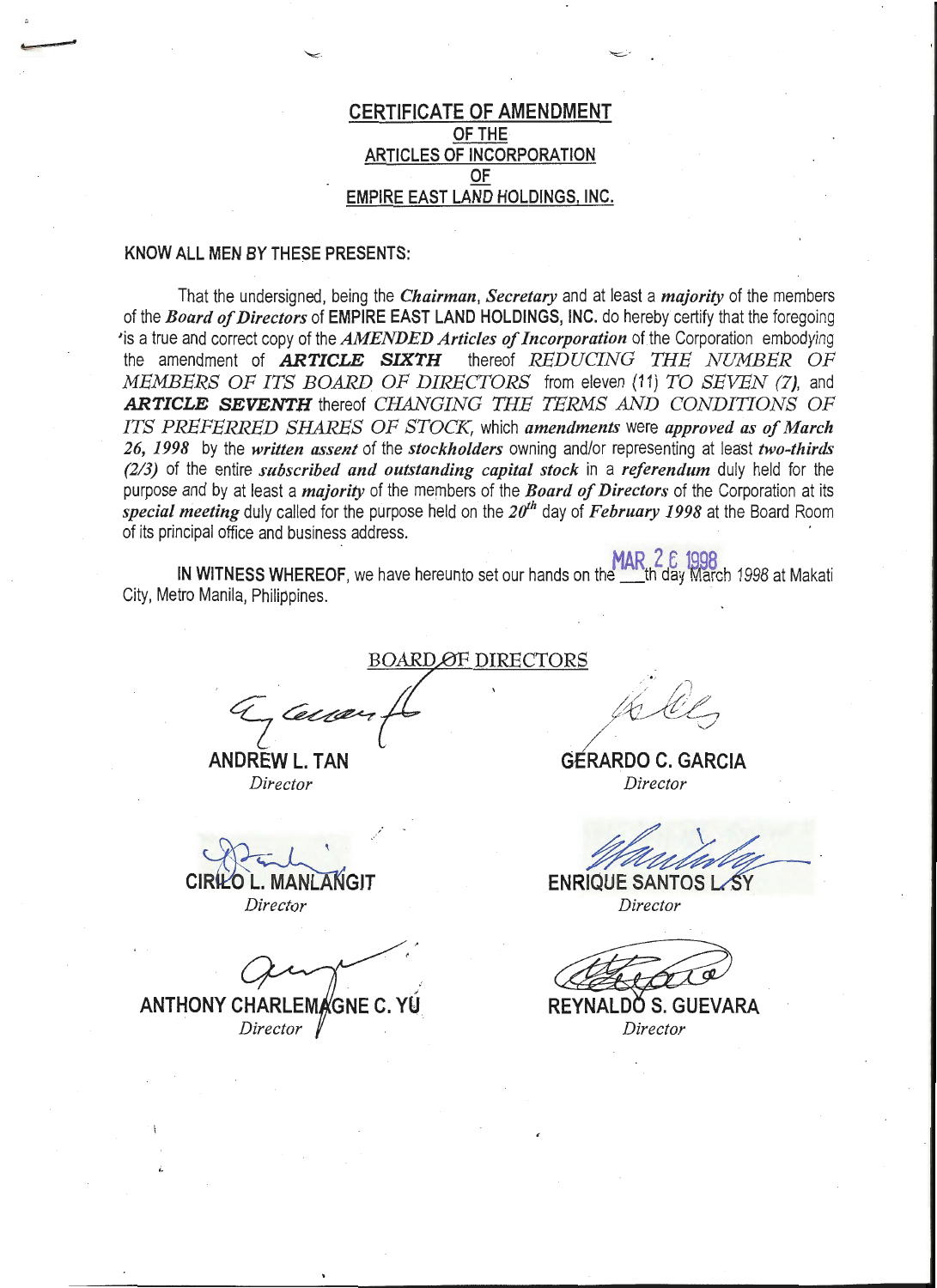## CERTIFICATE OF AMENDMENT
## OF THE
## ARTICLES OF INCORPORATION
## OF
## EMPIRE EAST LAND HOLDINGS, INC.

**KNOW ALL MEN BY THESE PRESENTS:**

That the undersigned, being the ***Chairman***, ***Secretary*** and at least a ***majority*** of the members of the ***Board of Directors*** of **EMPIRE EAST LAND HOLDINGS, INC.** do hereby certify that the foregoing is a true and correct copy of the ***AMENDED Articles of Incorporation*** of the Corporation embodying the amendment of ***ARTICLE SIXTH*** thereof *REDUCING THE NUMBER OF MEMBERS OF ITS BOARD OF DIRECTORS* from eleven (11) *TO SEVEN (7)*, and ***ARTICLE SEVENTH*** thereof *CHANGING THE TERMS AND CONDITIONS OF ITS PREFERRED SHARES OF STOCK*, which ***amendments*** were ***approved as of March 26, 1998*** by the ***written assent*** of the ***stockholders*** owning and/or representing at least ***two-thirds (2/3)*** of the entire ***subscribed and outstanding capital stock*** in a ***referendum*** duly held for the purpose and by at least a ***majority*** of the members of the ***Board of Directors*** of the Corporation at its ***special meeting*** duly called for the purpose held on the ***20th*** day of ***February 1998*** at the Board Room of its principal office and business address.

**IN WITNESS WHEREOF**, we have hereunto set our hands on the MAR 26 1998 th day March 1998 at Makati City, Metro Manila, Philippines.

BOARD OF DIRECTORS

| | |
|---|---|
| **ANDREW L. TAN**<br>*Director* | **GERARDO C. GARCIA**<br>*Director* |
| **CIRILO L. MANLANGIT**<br>*Director* | **ENRIQUE SANTOS L. SY**<br>*Director* |
| **ANTHONY CHARLEMAGNE C. YU**<br>*Director* | **REYNALDO S. GUEVARA**<br>*Director* |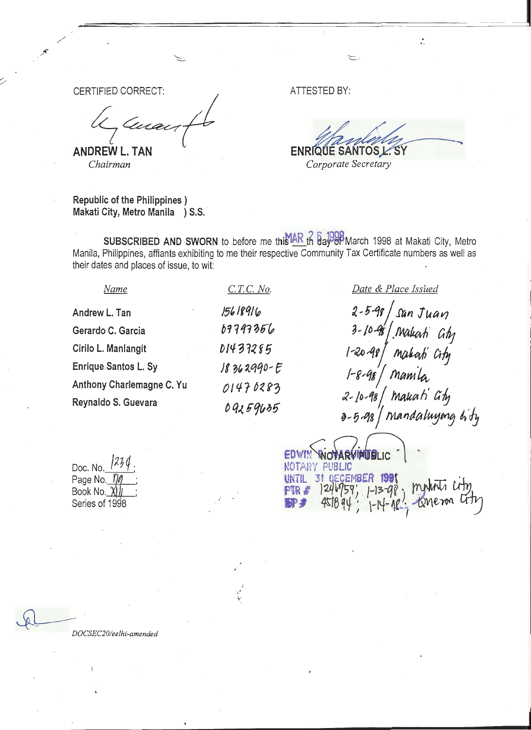| CERTIFIED CORRECT: | ATTESTED BY: |
| --- | --- |
| **ANDREW L. TAN** | **ENRIQUE SANTOS L. SY** |
| *Chairman* | *Corporate Secretary* |

**Republic of the Philippines )**
**Makati City, Metro Manila ) S.S.**

**SUBSCRIBED AND SWORN** to before me this MAR 26 1998 th day of March 1998 at Makati City, Metro Manila, Philippines, affiants exhibiting to me their respective Community Tax Certificate numbers as well as their dates and places of issue, to wit:

| *Name* | *C.T.C. No.* | *Date & Place Issued* |
| --- | --- | --- |
| Andrew L. Tan | 15618916 | 2-5-98 / San Juan |
| Gerardo C. Garcia | 07797356 | 3-10-98 / Makati City |
| Cirilo L. Manlangit | 01437285 | 1-20-98 / Makati City |
| Enrique Santos L. Sy | 18362990-E | 1-8-98 / Manila |
| Anthony Charlemagne C. Yu | 01470283 | 2-10-98 / Makati City |
| Reynaldo S. Guevara | 09259635 | 3-5-98 / Mandaluyong City |

EDWIN NOTARY PUBLIC
NOTARY PUBLIC
UNTIL 31 DECEMBER 1998
PTR # 1246759; 1-13-98; Makati City
IBP # 451894; 1-14-98; Quezon City

Doc. No. 1234;
Page No. 70;
Book No. XIII;
Series of 1998

*DOCSEC20/eelhi-amended*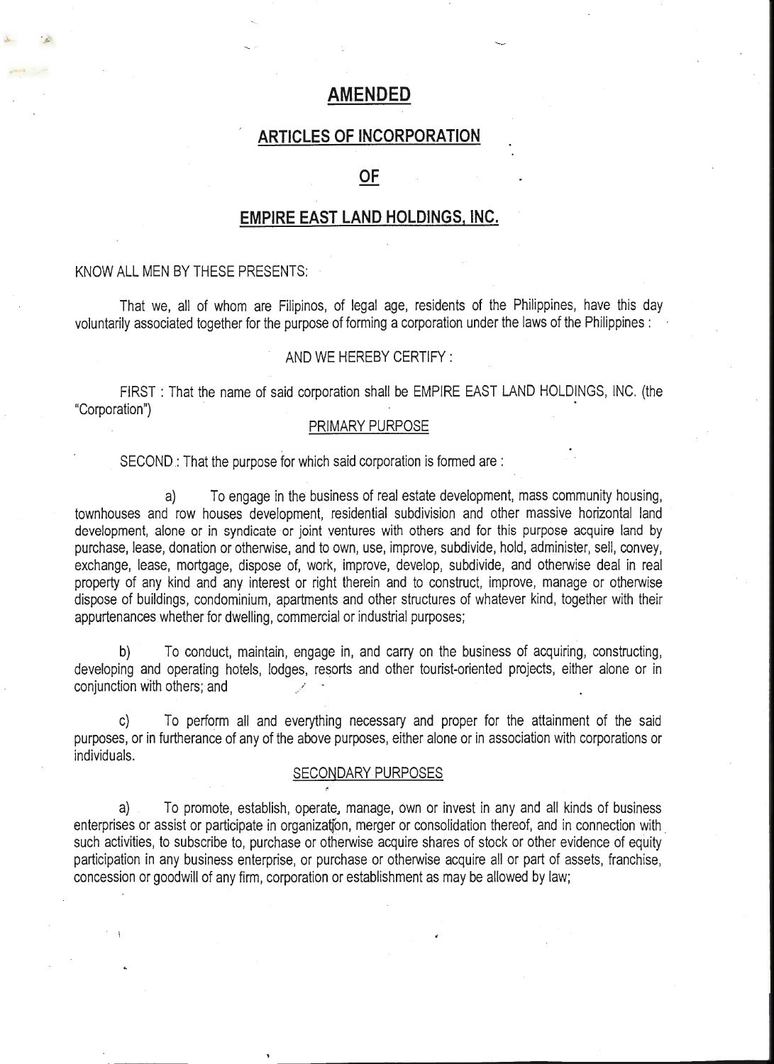# AMENDED

## ARTICLES OF INCORPORATION

## OF

## EMPIRE EAST LAND HOLDINGS, INC.

KNOW ALL MEN BY THESE PRESENTS:

That we, all of whom are Filipinos, of legal age, residents of the Philippines, have this day voluntarily associated together for the purpose of forming a corporation under the laws of the Philippines :

AND WE HEREBY CERTIFY :

FIRST : That the name of said corporation shall be EMPIRE EAST LAND HOLDINGS, INC. (the "Corporation")

PRIMARY PURPOSE

SECOND : That the purpose for which said corporation is formed are :

a) To engage in the business of real estate development, mass community housing, townhouses and row houses development, residential subdivision and other massive horizontal land development, alone or in syndicate or joint ventures with others and for this purpose acquire land by purchase, lease, donation or otherwise, and to own, use, improve, subdivide, hold, administer, sell, convey, exchange, lease, mortgage, dispose of, work, improve, develop, subdivide, and otherwise deal in real property of any kind and any interest or right therein and to construct, improve, manage or otherwise dispose of buildings, condominium, apartments and other structures of whatever kind, together with their appurtenances whether for dwelling, commercial or industrial purposes;

b) To conduct, maintain, engage in, and carry on the business of acquiring, constructing, developing and operating hotels, lodges, resorts and other tourist-oriented projects, either alone or in conjunction with others; and

c) To perform all and everything necessary and proper for the attainment of the said purposes, or in furtherance of any of the above purposes, either alone or in association with corporations or individuals.

SECONDARY PURPOSES

a) To promote, establish, operate, manage, own or invest in any and all kinds of business enterprises or assist or participate in organization, merger or consolidation thereof, and in connection with such activities, to subscribe to, purchase or otherwise acquire shares of stock or other evidence of equity participation in any business enterprise, or purchase or otherwise acquire all or part of assets, franchise, concession or goodwill of any firm, corporation or establishment as may be allowed by law;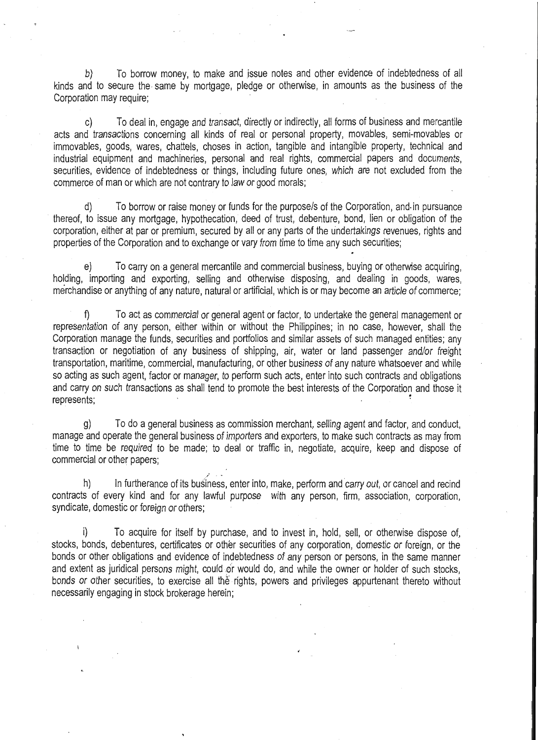b) To borrow money, to make and issue notes and other evidence of indebtedness of all kinds and to secure the same by mortgage, pledge or otherwise, in amounts as the business of the Corporation may require;

c) To deal in, engage and transact, directly or indirectly, all forms of business and mercantile acts and transactions concerning all kinds of real or personal property, movables, semi-movables or immovables, goods, wares, chattels, choses in action, tangible and intangible property, technical and industrial equipment and machineries, personal and real rights, commercial papers and documents, securities, evidence of indebtedness or things, including future ones, which are not excluded from the commerce of man or which are not contrary to law or good morals;

d) To borrow or raise money or funds for the purpose/s of the Corporation, and in pursuance thereof, to issue any mortgage, hypothecation, deed of trust, debenture, bond, lien or obligation of the corporation, either at par or premium, secured by all or any parts of the undertakings revenues, rights and properties of the Corporation and to exchange or vary from time to time any such securities;

e) To carry on a general mercantile and commercial business, buying or otherwise acquiring, holding, importing and exporting, selling and otherwise disposing, and dealing in goods, wares, merchandise or anything of any nature, natural or artificial, which is or may become an article of commerce;

f) To act as commercial or general agent or factor, to undertake the general management or representation of any person, either within or without the Philippines; in no case, however, shall the Corporation manage the funds, securities and portfolios and similar assets of such managed entities; any transaction or negotiation of any business of shipping, air, water or land passenger and/or freight transportation, maritime, commercial, manufacturing, or other business of any nature whatsoever and while so acting as such agent, factor or manager, to perform such acts, enter into such contracts and obligations and carry on such transactions as shall tend to promote the best interests of the Corporation and those it represents;

g) To do a general business as commission merchant, selling agent and factor, and conduct, manage and operate the general business of importers and exporters, to make such contracts as may from time to time be required to be made; to deal or traffic in, negotiate, acquire, keep and dispose of commercial or other papers;

h) In furtherance of its business, enter into, make, perform and carry out, or cancel and recind contracts of every kind and for any lawful purpose with any person, firm, association, corporation, syndicate, domestic or foreign or others;

i) To acquire for itself by purchase, and to invest in, hold, sell, or otherwise dispose of, stocks, bonds, debentures, certificates or other securities of any corporation, domestic or foreign, or the bonds or other obligations and evidence of indebtedness of any person or persons, in the same manner and extent as juridical persons might, could or would do, and while the owner or holder of such stocks, bonds or other securities, to exercise all the rights, powers and privileges appurtenant thereto without necessarily engaging in stock brokerage herein;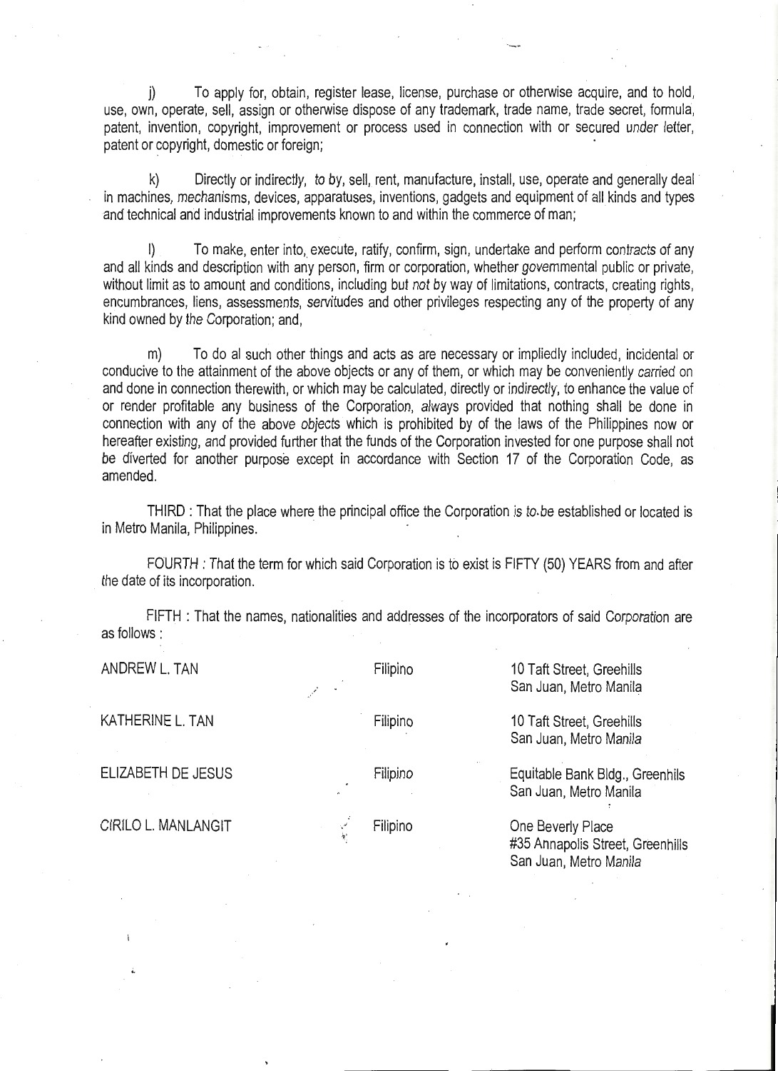j) To apply for, obtain, register lease, license, purchase or otherwise acquire, and to hold, use, own, operate, sell, assign or otherwise dispose of any trademark, trade name, trade secret, formula, patent, invention, copyright, improvement or process used in connection with or secured under letter, patent or copyright, domestic or foreign;

k) Directly or indirectly, to by, sell, rent, manufacture, install, use, operate and generally deal in machines, mechanisms, devices, apparatuses, inventions, gadgets and equipment of all kinds and types and technical and industrial improvements known to and within the commerce of man;

l) To make, enter into, execute, ratify, confirm, sign, undertake and perform contracts of any and all kinds and description with any person, firm or corporation, whether governmental public or private, without limit as to amount and conditions, including but not by way of limitations, contracts, creating rights, encumbrances, liens, assessments, servitudes and other privileges respecting any of the property of any kind owned by the Corporation; and,

m) To do al such other things and acts as are necessary or impliedly included, incidental or conducive to the attainment of the above objects or any of them, or which may be conveniently carried on and done in connection therewith, or which may be calculated, directly or indirectly, to enhance the value of or render profitable any business of the Corporation, always provided that nothing shall be done in connection with any of the above objects which is prohibited by of the laws of the Philippines now or hereafter existing, and provided further that the funds of the Corporation invested for one purpose shall not be diverted for another purpose except in accordance with Section 17 of the Corporation Code, as amended.

THIRD : That the place where the principal office the Corporation is to be established or located is in Metro Manila, Philippines.

FOURTH : That the term for which said Corporation is to exist is FIFTY (50) YEARS from and after the date of its incorporation.

FIFTH : That the names, nationalities and addresses of the incorporators of said Corporation are as follows :

| | | |
|---|---|---|
| ANDREW L. TAN | Filipino | 10 Taft Street, Greehills San Juan, Metro Manila |
| KATHERINE L. TAN | Filipino | 10 Taft Street, Greehills San Juan, Metro Manila |
| ELIZABETH DE JESUS | Filipino | Equitable Bank Bldg., Greenhils San Juan, Metro Manila |
| CIRILO L. MANLANGIT | Filipino | One Beverly Place #35 Annapolis Street, Greenhills San Juan, Metro Manila |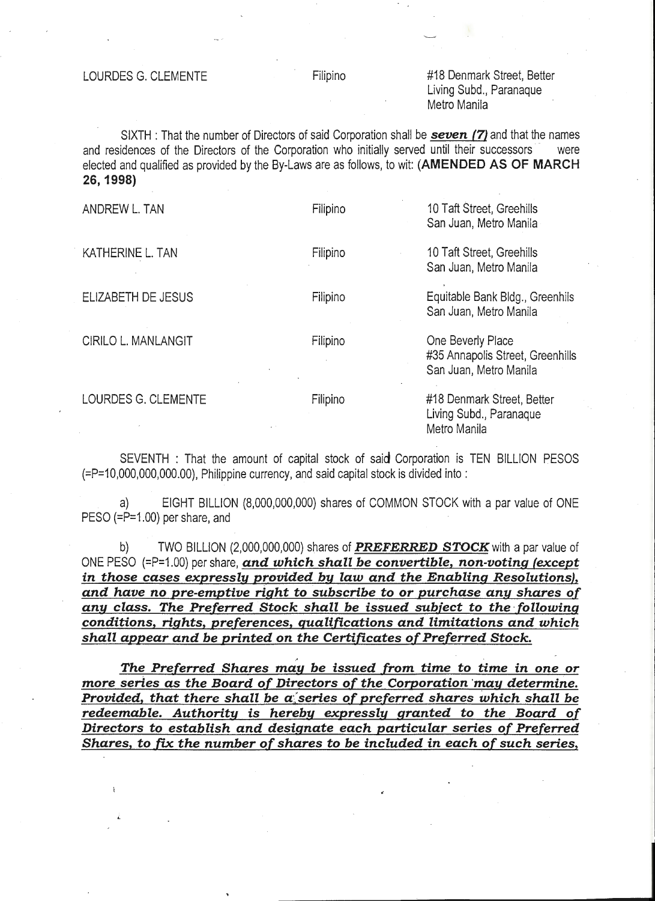| | | |
|---|---|---|
| LOURDES G. CLEMENTE | Filipino | #18 Denmark Street, Better Living Subd., Paranaque Metro Manila |

SIXTH : That the number of Directors of said Corporation shall be ***seven (7)*** and that the names and residences of the Directors of the Corporation who initially served until their successors were elected and qualified as provided by the By-Laws are as follows, to wit: **(AMENDED AS OF MARCH 26, 1998)**

| | | |
|---|---|---|
| ANDREW L. TAN | Filipino | 10 Taft Street, Greehills San Juan, Metro Manila |
| KATHERINE L. TAN | Filipino | 10 Taft Street, Greehills San Juan, Metro Manila |
| ELIZABETH DE JESUS | Filipino | Equitable Bank Bldg., Greenhils San Juan, Metro Manila |
| CIRILO L. MANLANGIT | Filipino | One Beverly Place #35 Annapolis Street, Greenhills San Juan, Metro Manila |
| LOURDES G. CLEMENTE | Filipino | #18 Denmark Street, Better Living Subd., Paranaque Metro Manila |

SEVENTH : That the amount of capital stock of said Corporation is TEN BILLION PESOS (=P=10,000,000,000.00), Philippine currency, and said capital stock is divided into :

a) EIGHT BILLION (8,000,000,000) shares of COMMON STOCK with a par value of ONE PESO (=P=1.00) per share, and

b) TWO BILLION (2,000,000,000) shares of ***PREFERRED STOCK*** with a par value of ONE PESO (=P=1.00) per share, ***and which shall be convertible, non-voting (except in those cases expressly provided by law and the Enabling Resolutions), and have no pre-emptive right to subscribe to or purchase any shares of any class. The Preferred Stock shall be issued subject to the following conditions, rights, preferences, qualifications and limitations and which shall appear and be printed on the Certificates of Preferred Stock.***

***The Preferred Shares may be issued from time to time in one or more series as the Board of Directors of the Corporation may determine. Provided, that there shall be a series of preferred shares which shall be redeemable. Authority is hereby expressly granted to the Board of Directors to establish and designate each particular series of Preferred Shares, to fix the number of shares to be included in each of such series,***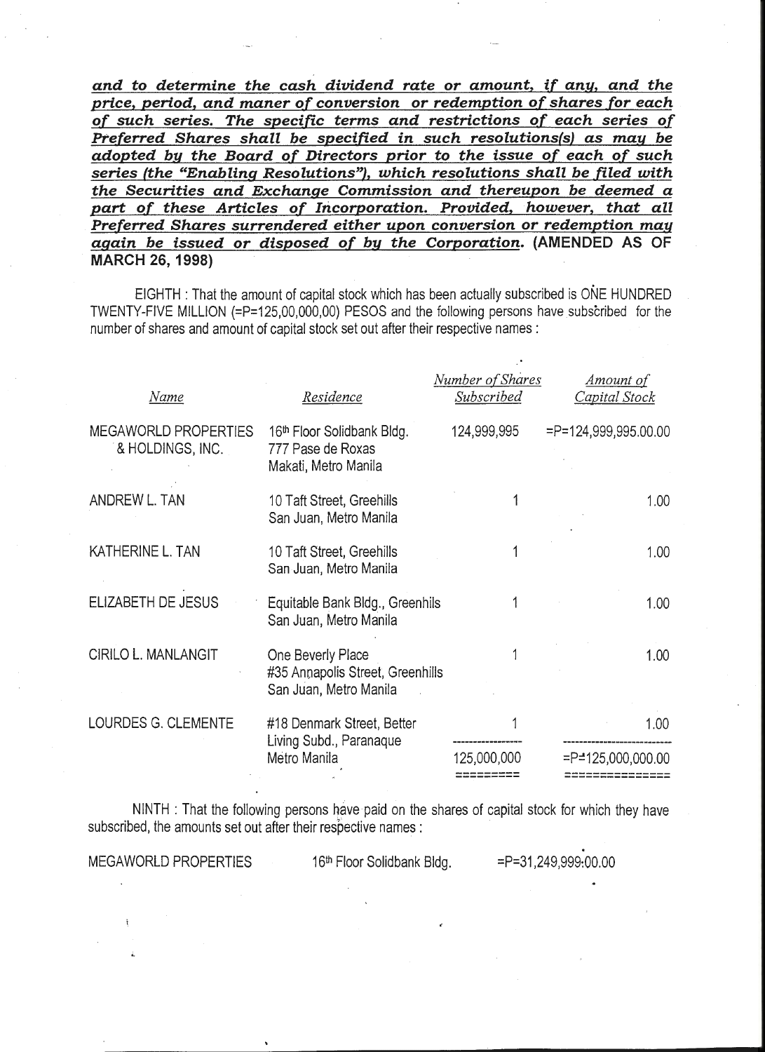***and to determine the cash dividend rate or amount, if any, and the price, period, and maner of conversion or redemption of shares for each of such series. The specific terms and restrictions of each series of Preferred Shares shall be specified in such resolutions(s) as may be adopted by the Board of Directors prior to the issue of each of such series (the "Enabling Resolutions"), which resolutions shall be filed with the Securities and Exchange Commission and thereupon be deemed a part of these Articles of Incorporation. Provided, however, that all Preferred Shares surrendered either upon conversion or redemption may again be issued or disposed of by the Corporation.*** **(AMENDED AS OF MARCH 26, 1998)**

EIGHTH : That the amount of capital stock which has been actually subscribed is ONE HUNDRED TWENTY-FIVE MILLION (=P=125,00,000,00) PESOS and the following persons have subscribed for the number of shares and amount of capital stock set out after their respective names :

| *Name* | *Residence* | *Number of Shares Subscribed* | *Amount of Capital Stock* |
|---|---|---|---|
| MEGAWORLD PROPERTIES & HOLDINGS, INC. | 16th Floor Solidbank Bldg. 777 Pase de Roxas Makati, Metro Manila | 124,999,995 | =P=124,999,995.00.00 |
| ANDREW L. TAN | 10 Taft Street, Greehills San Juan, Metro Manila | 1 | 1.00 |
| KATHERINE L. TAN | 10 Taft Street, Greehills San Juan, Metro Manila | 1 | 1.00 |
| ELIZABETH DE JESUS | Equitable Bank Bldg., Greenhils San Juan, Metro Manila | 1 | 1.00 |
| CIRILO L. MANLANGIT | One Beverly Place #35 Annapolis Street, Greenhills San Juan, Metro Manila | 1 | 1.00 |
| LOURDES G. CLEMENTE | #18 Denmark Street, Better Living Subd., Paranaque Metro Manila | 1 | 1.00 |
| | | 125,000,000 | =P=125,000,000.00 |

NINTH : That the following persons have paid on the shares of capital stock for which they have subscribed, the amounts set out after their respective names :

| | | |
|---|---|---|
| MEGAWORLD PROPERTIES | 16th Floor Solidbank Bldg. | =P=31,249,999.00.00 |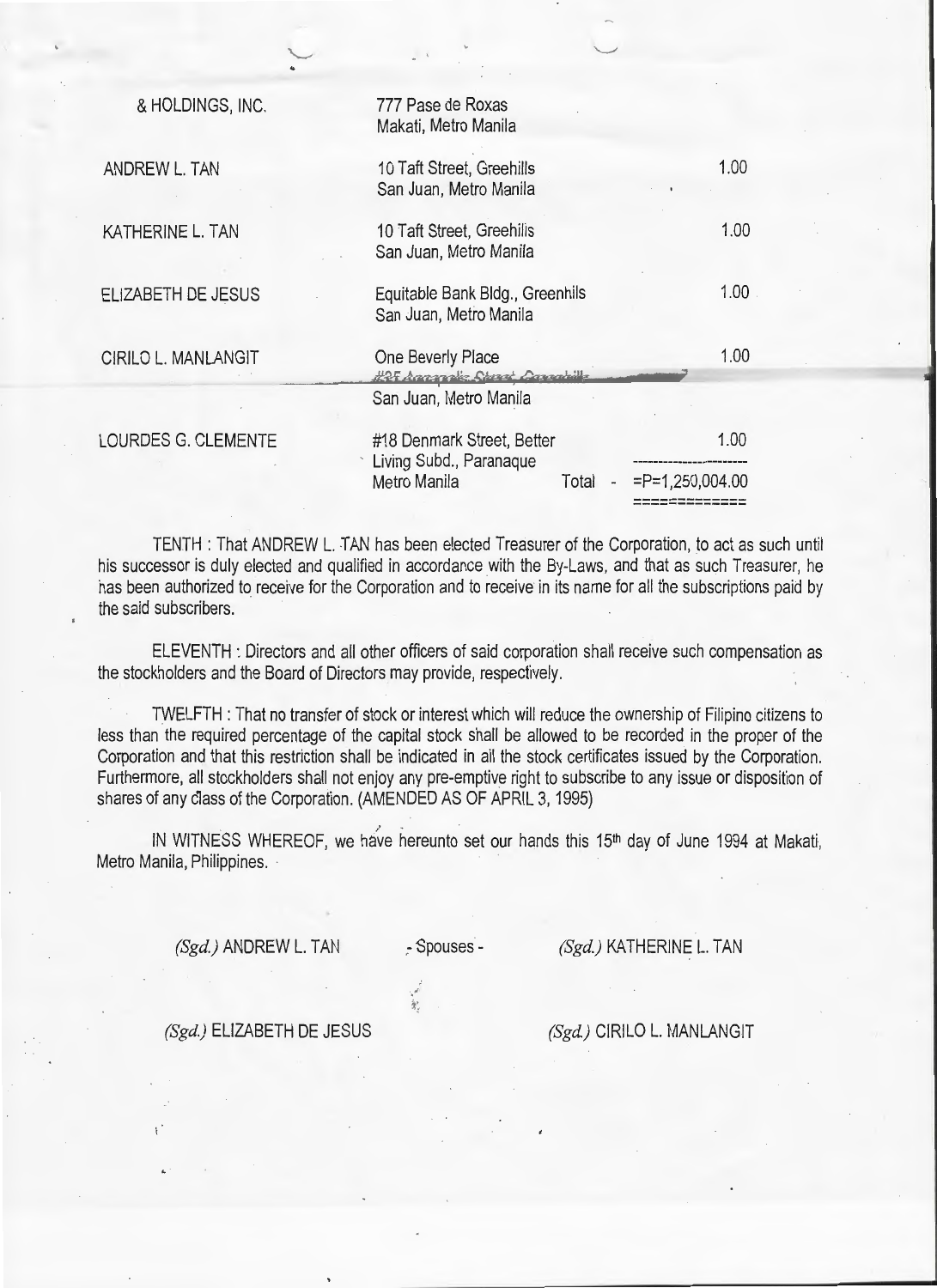| | | |
|---|---|---|
| & HOLDINGS, INC. | 777 Pase de Roxas<br>Makati, Metro Manila | |
| ANDREW L. TAN | 10 Taft Street, Greehills<br>San Juan, Metro Manila | 1.00 |
| KATHERINE L. TAN | 10 Taft Street, Greehills<br>San Juan, Metro Manila | 1.00 |
| ELIZABETH DE JESUS | Equitable Bank Bldg., Greenhils<br>San Juan, Metro Manila | 1.00 |
| CIRILO L. MANLANGIT | One Beverly Place<br>#25 Annapolis Street, Greenhills<br>San Juan, Metro Manila | 1.00 |
| LOURDES G. CLEMENTE | #18 Denmark Street, Better<br>Living Subd., Paranaque<br>Metro Manila | 1.00 |
| | Total - | =P=1,250,004.00 |

TENTH : That ANDREW L. TAN has been elected Treasurer of the Corporation, to act as such until his successor is duly elected and qualified in accordance with the By-Laws, and that as such Treasurer, he has been authorized to receive for the Corporation and to receive in its name for all the subscriptions paid by the said subscribers.

ELEVENTH : Directors and all other officers of said corporation shall receive such compensation as the stockholders and the Board of Directors may provide, respectively.

TWELFTH : That no transfer of stock or interest which will reduce the ownership of Filipino citizens to less than the required percentage of the capital stock shall be allowed to be recorded in the proper of the Corporation and that this restriction shall be indicated in all the stock certificates issued by the Corporation. Furthermore, all stockholders shall not enjoy any pre-emptive right to subscribe to any issue or disposition of shares of any class of the Corporation. (AMENDED AS OF APRIL 3, 1995)

IN WITNESS WHEREOF, we have hereunto set our hands this 15th day of June 1994 at Makati, Metro Manila, Philippines.

*(Sgd.)* ANDREW L. TAN - Spouses - *(Sgd.)* KATHERINE L. TAN

*(Sgd.)* ELIZABETH DE JESUS *(Sgd.)* CIRILO L. MANLANGIT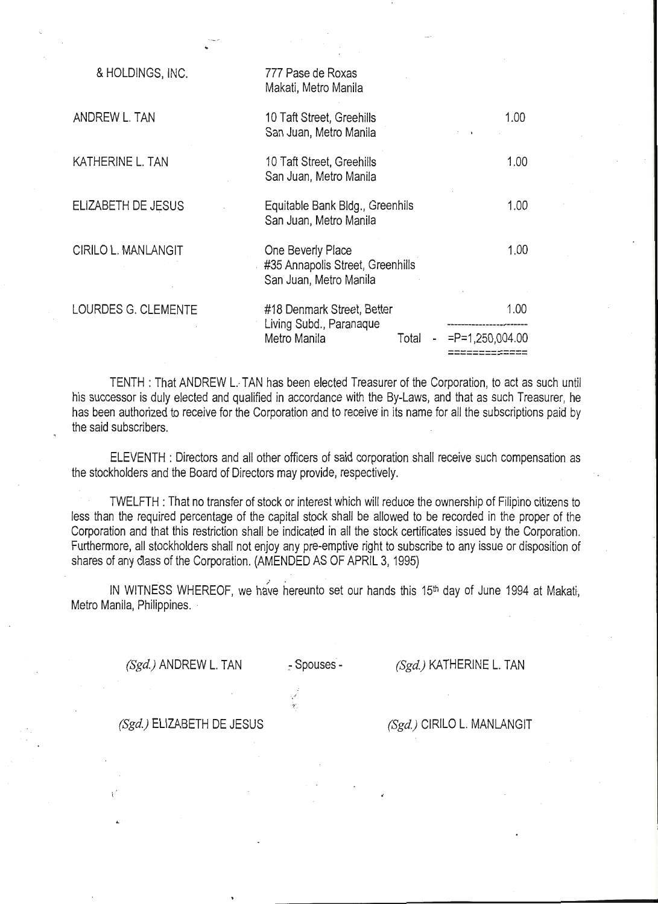| | | |
|---|---|---|
| & HOLDINGS, INC. | 777 Pase de Roxas<br>Makati, Metro Manila | |
| ANDREW L. TAN | 10 Taft Street, Greehills<br>San Juan, Metro Manila | 1.00 |
| KATHERINE L. TAN | 10 Taft Street, Greehills<br>San Juan, Metro Manila | 1.00 |
| ELIZABETH DE JESUS | Equitable Bank Bldg., Greenhils<br>San Juan, Metro Manila | 1.00 |
| CIRILO L. MANLANGIT | One Beverly Place<br>#35 Annapolis Street, Greenhills<br>San Juan, Metro Manila | 1.00 |
| LOURDES G. CLEMENTE | #18 Denmark Street, Better<br>Living Subd., Paranaque<br>Metro Manila | 1.00 |
| | Total - | =P=1,250,004.00 |

TENTH : That ANDREW L. TAN has been elected Treasurer of the Corporation, to act as such until his successor is duly elected and qualified in accordance with the By-Laws, and that as such Treasurer, he has been authorized to receive for the Corporation and to receive in its name for all the subscriptions paid by the said subscribers.

ELEVENTH : Directors and all other officers of said corporation shall receive such compensation as the stockholders and the Board of Directors may provide, respectively.

TWELFTH : That no transfer of stock or interest which will reduce the ownership of Filipino citizens to less than the required percentage of the capital stock shall be allowed to be recorded in the proper of the Corporation and that this restriction shall be indicated in all the stock certificates issued by the Corporation. Furthermore, all stockholders shall not enjoy any pre-emptive right to subscribe to any issue or disposition of shares of any class of the Corporation. (AMENDED AS OF APRIL 3, 1995)

IN WITNESS WHEREOF, we have hereunto set our hands this 15th day of June 1994 at Makati, Metro Manila, Philippines.

*(Sgd.)* ANDREW L. TAN - Spouses - *(Sgd.)* KATHERINE L. TAN

*(Sgd.)* ELIZABETH DE JESUS *(Sgd.)* CIRILO L. MANLANGIT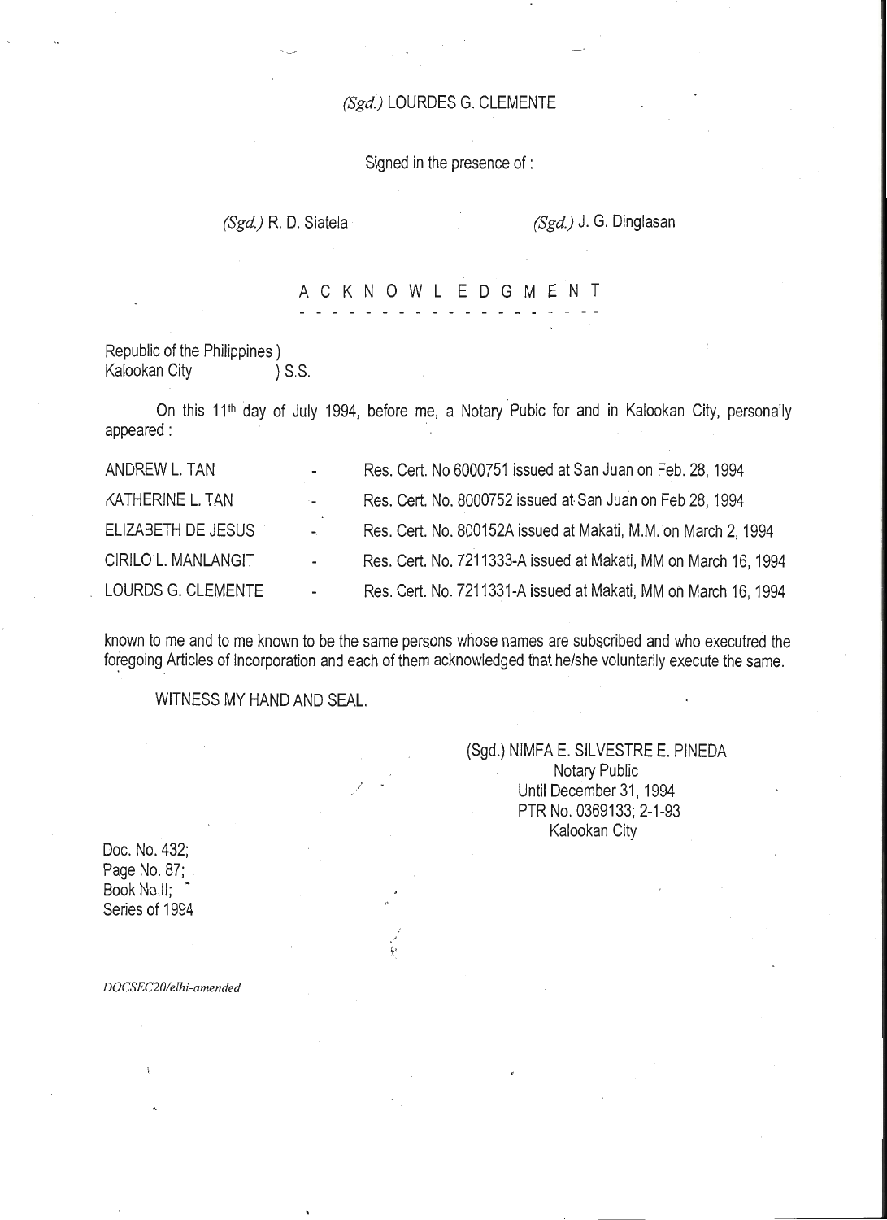*(Sgd.)* LOURDES G. CLEMENTE

Signed in the presence of :

*(Sgd.)* R. D. Siatela　　　　*(Sgd.)* J. G. Dinglasan

## A C K N O W L E D G M E N T

Republic of the Philippines )
Kalookan City　　　　) S.S.

On this 11th day of July 1994, before me, a Notary Pubic for and in Kalookan City, personally appeared :

| | | |
|---|---|---|
| ANDREW L. TAN | - | Res. Cert. No 6000751 issued at San Juan on Feb. 28, 1994 |
| KATHERINE L. TAN | - | Res. Cert. No. 8000752 issued at San Juan on Feb 28, 1994 |
| ELIZABETH DE JESUS | - | Res. Cert. No. 800152A issued at Makati, M.M. on March 2, 1994 |
| CIRILO L. MANLANGIT | - | Res. Cert. No. 7211333-A issued at Makati, MM on March 16, 1994 |
| LOURDS G. CLEMENTE | - | Res. Cert. No. 7211331-A issued at Makati, MM on March 16, 1994 |

known to me and to me known to be the same persons whose names are subscribed and who executred the foregoing Articles of Incorporation and each of them acknowledged that he/she voluntarily execute the same.

WITNESS MY HAND AND SEAL.

(Sgd.) NIMFA E. SILVESTRE E. PINEDA
Notary Public
Until December 31, 1994
PTR No. 0369133; 2-1-93
Kalookan City

Doc. No. 432;
Page No. 87;
Book No.II;
Series of 1994

*DOCSEC20/elhi-amended*